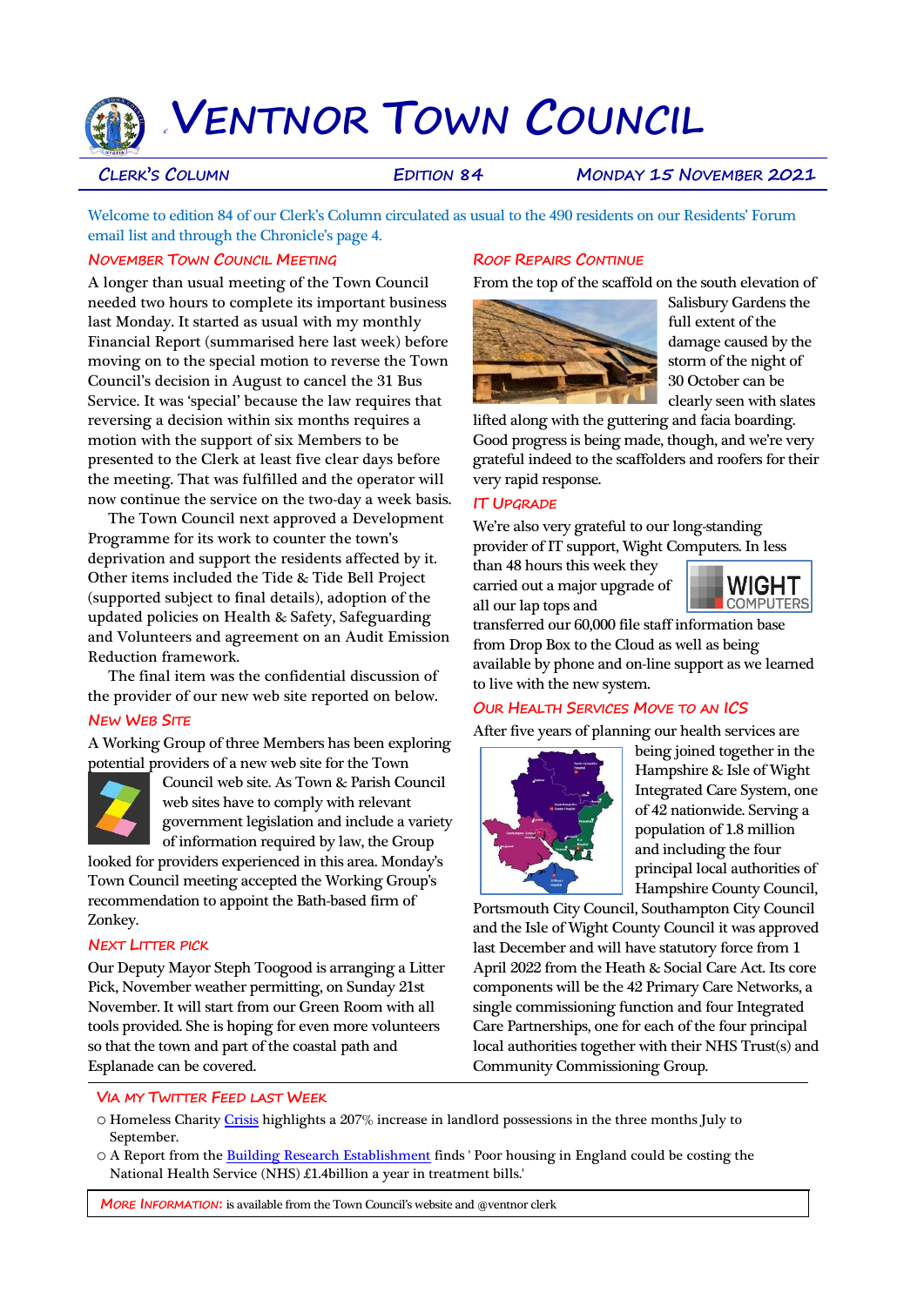# Ventnor Town Council

**Clerk's Column** | **Edition 84** | **Monday 15 November 2021**

Welcome to edition 84 of our Clerk's Column circulated as usual to the 490 residents on our Residents' Forum email list and through the Chronicle's page 4.

## November Town Council Meeting

A longer than usual meeting of the Town Council needed two hours to complete its important business last Monday. It started as usual with my monthly Financial Report (summarised here last week) before moving on to the special motion to reverse the Town Council's decision in August to cancel the 31 Bus Service. It was 'special' because the law requires that reversing a decision within six months requires a motion with the support of six Members to be presented to the Clerk at least five clear days before the meeting. That was fulfilled and the operator will now continue the service on the two-day a week basis.

The Town Council next approved a Development Programme for its work to counter the town's deprivation and support the residents affected by it. Other items included the Tide & Tide Bell Project (supported subject to final details), adoption of the updated policies on Health & Safety, Safeguarding and Volunteers and agreement on an Audit Emission Reduction framework.

The final item was the confidential discussion of the provider of our new web site reported on below.

## New Web Site

A Working Group of three Members has been exploring potential providers of a new web site for the Town Council web site. As Town & Parish Council web sites have to comply with relevant government legislation and include a variety of information required by law, the Group looked for providers experienced in this area. Monday's Town Council meeting accepted the Working Group's recommendation to appoint the Bath-based firm of Zonkey.

## Next Litter Pick

Our Deputy Mayor Steph Toogood is arranging a Litter Pick, November weather permitting, on Sunday 21st November. It will start from our Green Room with all tools provided. She is hoping for even more volunteers so that the town and part of the coastal path and Esplanade can be covered.

## Roof Repairs Continue

From the top of the scaffold on the south elevation of Salisbury Gardens the full extent of the damage caused by the storm of the night of 30 October can be clearly seen with slates lifted along with the guttering and facia boarding. Good progress is being made, though, and we're very grateful indeed to the scaffolders and roofers for their very rapid response.

## IT Upgrade

We're also very grateful to our long-standing provider of IT support, Wight Computers. In less than 48 hours this week they carried out a major upgrade of all our lap tops and transferred our 60,000 file staff information base from Drop Box to the Cloud as well as being available by phone and on-line support as we learned to live with the new system.

## Our Health Services Move to an ICS

After five years of planning our health services are being joined together in the Hampshire & Isle of Wight Integrated Care System, one of 42 nationwide. Serving a population of 1.8 million and including the four principal local authorities of Hampshire County Council, Portsmouth City Council, Southampton City Council and the Isle of Wight County Council it was approved last December and will have statutory force from 1 April 2022 from the Heath & Social Care Act. Its core components will be the 42 Primary Care Networks, a single commissioning function and four Integrated Care Partnerships, one for each of the four principal local authorities together with their NHS Trust(s) and Community Commissioning Group.

## Via my Twitter Feed Last Week

- Homeless Charity Crisis highlights a 207% increase in landlord possessions in the three months July to September.
- A Report from the Building Research Establishment finds ' Poor housing in England could be costing the National Health Service (NHS) £1.4billion a year in treatment bills.'

**More Information:** is available from the Town Council's website and @ventnor clerk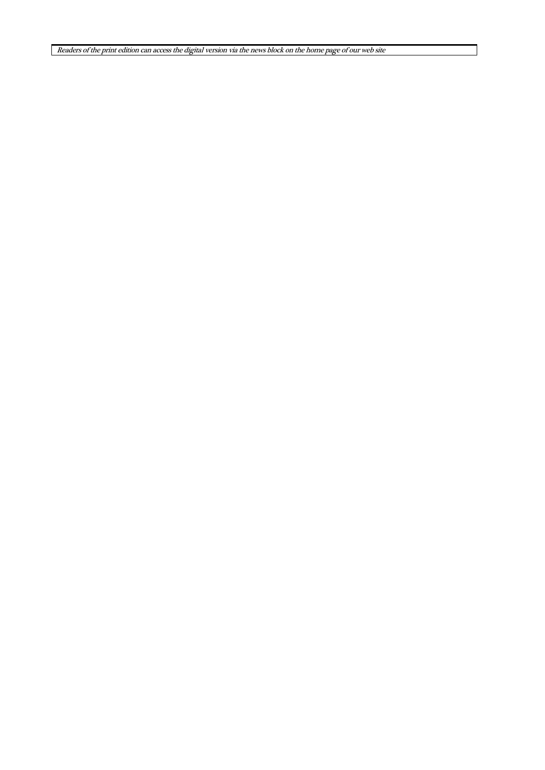*Readers of the print edition can access the digital version via the news block on the home page of our web site*